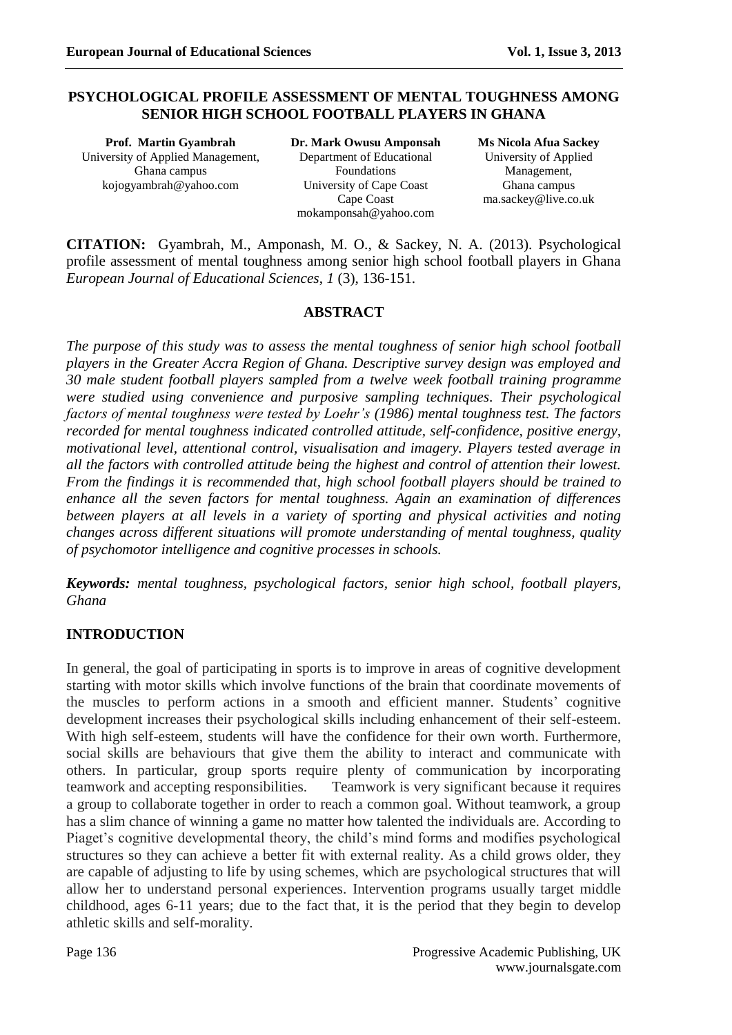# PSYCHOLOGICAL PROFILE ASSESSMENT OF MENTAL TOUGHNESS AMONG SENIOR HIGH SCHOOL FOOTBALL PLAYERS IN GHANA

**Prof. Martin Gyambrah**
University of Applied Management, Ghana campus
kojogyambrah@yahoo.com

**Dr. Mark Owusu Amponsah**
Department of Educational Foundations
University of Cape Coast
Cape Coast
mokamponsah@yahoo.com

**Ms Nicola Afua Sackey**
University of Applied Management, Ghana campus
ma.sackey@live.co.uk

**CITATION:** Gyambrah, M., Amponash, M. O., & Sackey, N. A. (2013). Psychological profile assessment of mental toughness among senior high school football players in Ghana *European Journal of Educational Sciences*, *1* (3), 136-151.

## ABSTRACT

*The purpose of this study was to assess the mental toughness of senior high school football players in the Greater Accra Region of Ghana. Descriptive survey design was employed and 30 male student football players sampled from a twelve week football training programme were studied using convenience and purposive sampling techniques. Their psychological factors of mental toughness were tested by Loehr's (1986) mental toughness test. The factors recorded for mental toughness indicated controlled attitude, self-confidence, positive energy, motivational level, attentional control, visualisation and imagery. Players tested average in all the factors with controlled attitude being the highest and control of attention their lowest. From the findings it is recommended that, high school football players should be trained to enhance all the seven factors for mental toughness. Again an examination of differences between players at all levels in a variety of sporting and physical activities and noting changes across different situations will promote understanding of mental toughness, quality of psychomotor intelligence and cognitive processes in schools.*

***Keywords:*** *mental toughness, psychological factors, senior high school, football players, Ghana*

## INTRODUCTION

In general, the goal of participating in sports is to improve in areas of cognitive development starting with motor skills which involve functions of the brain that coordinate movements of the muscles to perform actions in a smooth and efficient manner. Students' cognitive development increases their psychological skills including enhancement of their self-esteem. With high self-esteem, students will have the confidence for their own worth. Furthermore, social skills are behaviours that give them the ability to interact and communicate with others. In particular, group sports require plenty of communication by incorporating teamwork and accepting responsibilities. Teamwork is very significant because it requires a group to collaborate together in order to reach a common goal. Without teamwork, a group has a slim chance of winning a game no matter how talented the individuals are. According to Piaget's cognitive developmental theory, the child's mind forms and modifies psychological structures so they can achieve a better fit with external reality. As a child grows older, they are capable of adjusting to life by using schemes, which are psychological structures that will allow her to understand personal experiences. Intervention programs usually target middle childhood, ages 6-11 years; due to the fact that, it is the period that they begin to develop athletic skills and self-morality.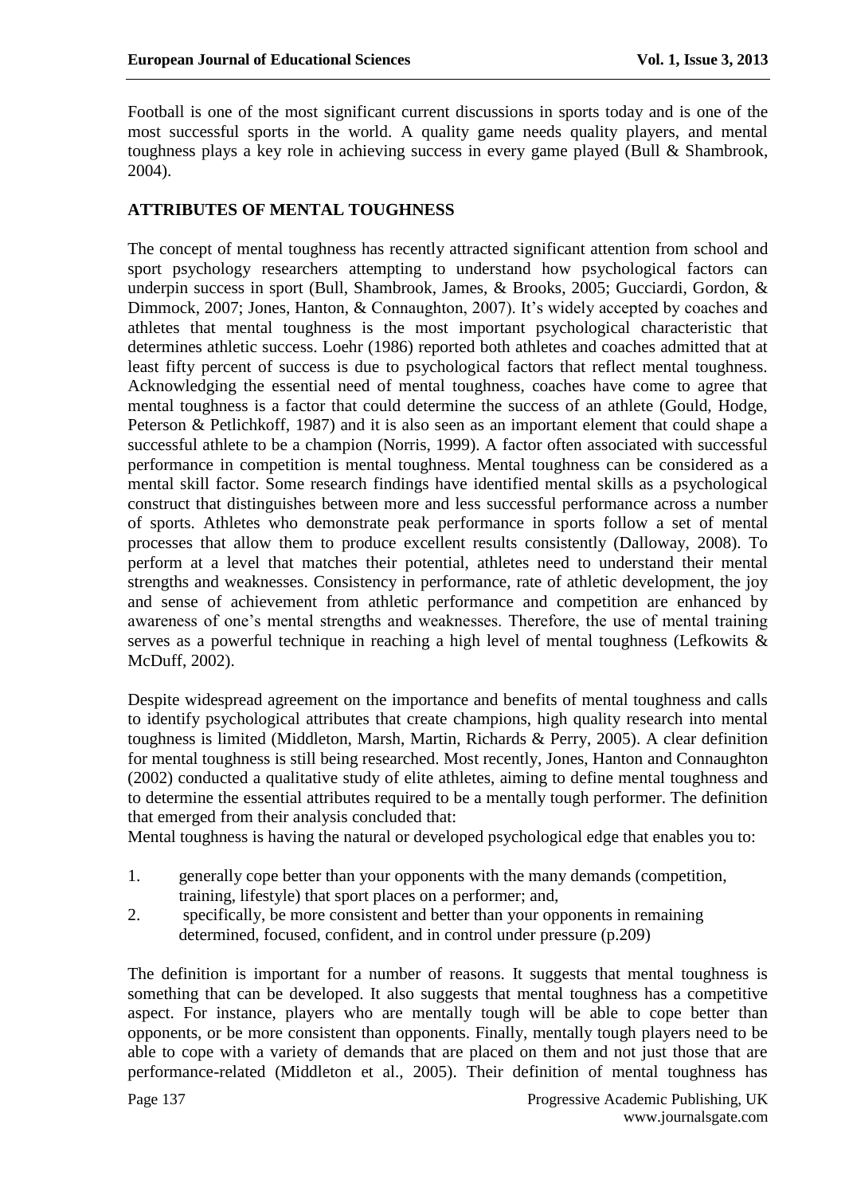Football is one of the most significant current discussions in sports today and is one of the most successful sports in the world. A quality game needs quality players, and mental toughness plays a key role in achieving success in every game played (Bull & Shambrook, 2004).

## ATTRIBUTES OF MENTAL TOUGHNESS

The concept of mental toughness has recently attracted significant attention from school and sport psychology researchers attempting to understand how psychological factors can underpin success in sport (Bull, Shambrook, James, & Brooks, 2005; Gucciardi, Gordon, & Dimmock, 2007; Jones, Hanton, & Connaughton, 2007). It's widely accepted by coaches and athletes that mental toughness is the most important psychological characteristic that determines athletic success. Loehr (1986) reported both athletes and coaches admitted that at least fifty percent of success is due to psychological factors that reflect mental toughness. Acknowledging the essential need of mental toughness, coaches have come to agree that mental toughness is a factor that could determine the success of an athlete (Gould, Hodge, Peterson & Petlichkoff, 1987) and it is also seen as an important element that could shape a successful athlete to be a champion (Norris, 1999). A factor often associated with successful performance in competition is mental toughness. Mental toughness can be considered as a mental skill factor. Some research findings have identified mental skills as a psychological construct that distinguishes between more and less successful performance across a number of sports. Athletes who demonstrate peak performance in sports follow a set of mental processes that allow them to produce excellent results consistently (Dalloway, 2008). To perform at a level that matches their potential, athletes need to understand their mental strengths and weaknesses. Consistency in performance, rate of athletic development, the joy and sense of achievement from athletic performance and competition are enhanced by awareness of one's mental strengths and weaknesses. Therefore, the use of mental training serves as a powerful technique in reaching a high level of mental toughness (Lefkowits & McDuff, 2002).

Despite widespread agreement on the importance and benefits of mental toughness and calls to identify psychological attributes that create champions, high quality research into mental toughness is limited (Middleton, Marsh, Martin, Richards & Perry, 2005). A clear definition for mental toughness is still being researched. Most recently, Jones, Hanton and Connaughton (2002) conducted a qualitative study of elite athletes, aiming to define mental toughness and to determine the essential attributes required to be a mentally tough performer. The definition that emerged from their analysis concluded that:

Mental toughness is having the natural or developed psychological edge that enables you to:

1. generally cope better than your opponents with the many demands (competition, training, lifestyle) that sport places on a performer; and,
2. specifically, be more consistent and better than your opponents in remaining determined, focused, confident, and in control under pressure (p.209)

The definition is important for a number of reasons. It suggests that mental toughness is something that can be developed. It also suggests that mental toughness has a competitive aspect. For instance, players who are mentally tough will be able to cope better than opponents, or be more consistent than opponents. Finally, mentally tough players need to be able to cope with a variety of demands that are placed on them and not just those that are performance-related (Middleton et al., 2005). Their definition of mental toughness has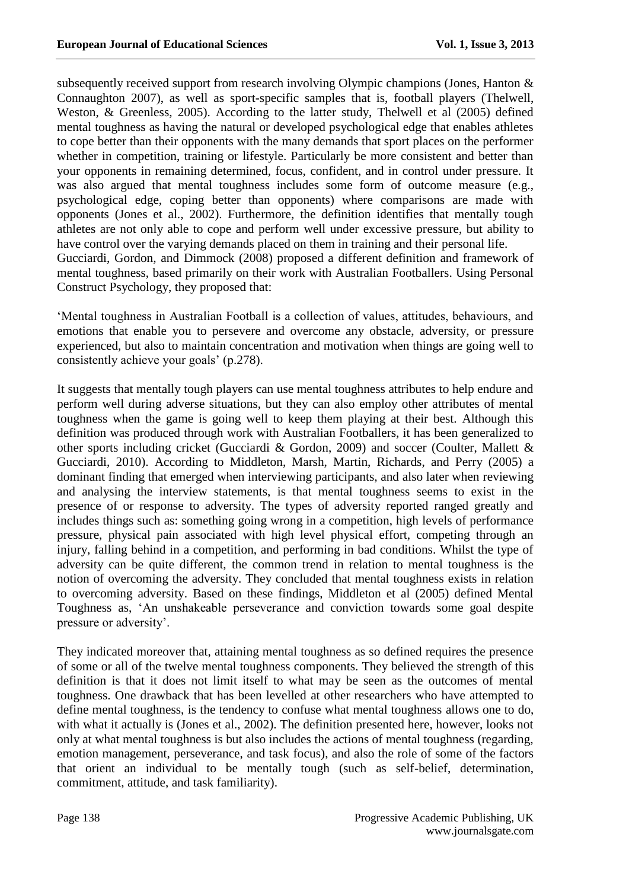subsequently received support from research involving Olympic champions (Jones, Hanton & Connaughton 2007), as well as sport-specific samples that is, football players (Thelwell, Weston, & Greenless, 2005). According to the latter study, Thelwell et al (2005) defined mental toughness as having the natural or developed psychological edge that enables athletes to cope better than their opponents with the many demands that sport places on the performer whether in competition, training or lifestyle. Particularly be more consistent and better than your opponents in remaining determined, focus, confident, and in control under pressure. It was also argued that mental toughness includes some form of outcome measure (e.g., psychological edge, coping better than opponents) where comparisons are made with opponents (Jones et al., 2002). Furthermore, the definition identifies that mentally tough athletes are not only able to cope and perform well under excessive pressure, but ability to have control over the varying demands placed on them in training and their personal life.

Gucciardi, Gordon, and Dimmock (2008) proposed a different definition and framework of mental toughness, based primarily on their work with Australian Footballers. Using Personal Construct Psychology, they proposed that:

'Mental toughness in Australian Football is a collection of values, attitudes, behaviours, and emotions that enable you to persevere and overcome any obstacle, adversity, or pressure experienced, but also to maintain concentration and motivation when things are going well to consistently achieve your goals' (p.278).

It suggests that mentally tough players can use mental toughness attributes to help endure and perform well during adverse situations, but they can also employ other attributes of mental toughness when the game is going well to keep them playing at their best. Although this definition was produced through work with Australian Footballers, it has been generalized to other sports including cricket (Gucciardi & Gordon, 2009) and soccer (Coulter, Mallett & Gucciardi, 2010). According to Middleton, Marsh, Martin, Richards, and Perry (2005) a dominant finding that emerged when interviewing participants, and also later when reviewing and analysing the interview statements, is that mental toughness seems to exist in the presence of or response to adversity. The types of adversity reported ranged greatly and includes things such as: something going wrong in a competition, high levels of performance pressure, physical pain associated with high level physical effort, competing through an injury, falling behind in a competition, and performing in bad conditions. Whilst the type of adversity can be quite different, the common trend in relation to mental toughness is the notion of overcoming the adversity. They concluded that mental toughness exists in relation to overcoming adversity. Based on these findings, Middleton et al (2005) defined Mental Toughness as, 'An unshakeable perseverance and conviction towards some goal despite pressure or adversity'.

They indicated moreover that, attaining mental toughness as so defined requires the presence of some or all of the twelve mental toughness components. They believed the strength of this definition is that it does not limit itself to what may be seen as the outcomes of mental toughness. One drawback that has been levelled at other researchers who have attempted to define mental toughness, is the tendency to confuse what mental toughness allows one to do, with what it actually is (Jones et al., 2002). The definition presented here, however, looks not only at what mental toughness is but also includes the actions of mental toughness (regarding, emotion management, perseverance, and task focus), and also the role of some of the factors that orient an individual to be mentally tough (such as self-belief, determination, commitment, attitude, and task familiarity).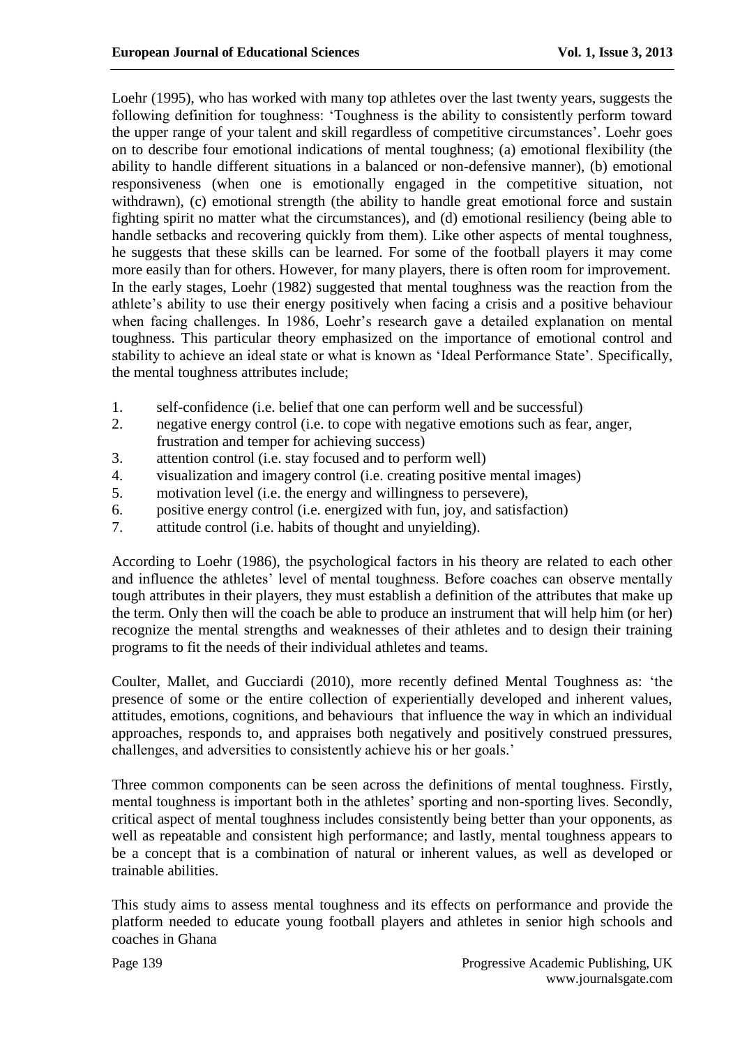Loehr (1995), who has worked with many top athletes over the last twenty years, suggests the following definition for toughness: 'Toughness is the ability to consistently perform toward the upper range of your talent and skill regardless of competitive circumstances'. Loehr goes on to describe four emotional indications of mental toughness; (a) emotional flexibility (the ability to handle different situations in a balanced or non-defensive manner), (b) emotional responsiveness (when one is emotionally engaged in the competitive situation, not withdrawn), (c) emotional strength (the ability to handle great emotional force and sustain fighting spirit no matter what the circumstances), and (d) emotional resiliency (being able to handle setbacks and recovering quickly from them). Like other aspects of mental toughness, he suggests that these skills can be learned. For some of the football players it may come more easily than for others. However, for many players, there is often room for improvement. In the early stages, Loehr (1982) suggested that mental toughness was the reaction from the athlete's ability to use their energy positively when facing a crisis and a positive behaviour when facing challenges. In 1986, Loehr's research gave a detailed explanation on mental toughness. This particular theory emphasized on the importance of emotional control and stability to achieve an ideal state or what is known as 'Ideal Performance State'. Specifically, the mental toughness attributes include;

1. self-confidence (i.e. belief that one can perform well and be successful)
2. negative energy control (i.e. to cope with negative emotions such as fear, anger, frustration and temper for achieving success)
3. attention control (i.e. stay focused and to perform well)
4. visualization and imagery control (i.e. creating positive mental images)
5. motivation level (i.e. the energy and willingness to persevere),
6. positive energy control (i.e. energized with fun, joy, and satisfaction)
7. attitude control (i.e. habits of thought and unyielding).

According to Loehr (1986), the psychological factors in his theory are related to each other and influence the athletes' level of mental toughness. Before coaches can observe mentally tough attributes in their players, they must establish a definition of the attributes that make up the term. Only then will the coach be able to produce an instrument that will help him (or her) recognize the mental strengths and weaknesses of their athletes and to design their training programs to fit the needs of their individual athletes and teams.

Coulter, Mallet, and Gucciardi (2010), more recently defined Mental Toughness as: 'the presence of some or the entire collection of experientially developed and inherent values, attitudes, emotions, cognitions, and behaviours that influence the way in which an individual approaches, responds to, and appraises both negatively and positively construed pressures, challenges, and adversities to consistently achieve his or her goals.'

Three common components can be seen across the definitions of mental toughness. Firstly, mental toughness is important both in the athletes' sporting and non-sporting lives. Secondly, critical aspect of mental toughness includes consistently being better than your opponents, as well as repeatable and consistent high performance; and lastly, mental toughness appears to be a concept that is a combination of natural or inherent values, as well as developed or trainable abilities.

This study aims to assess mental toughness and its effects on performance and provide the platform needed to educate young football players and athletes in senior high schools and coaches in Ghana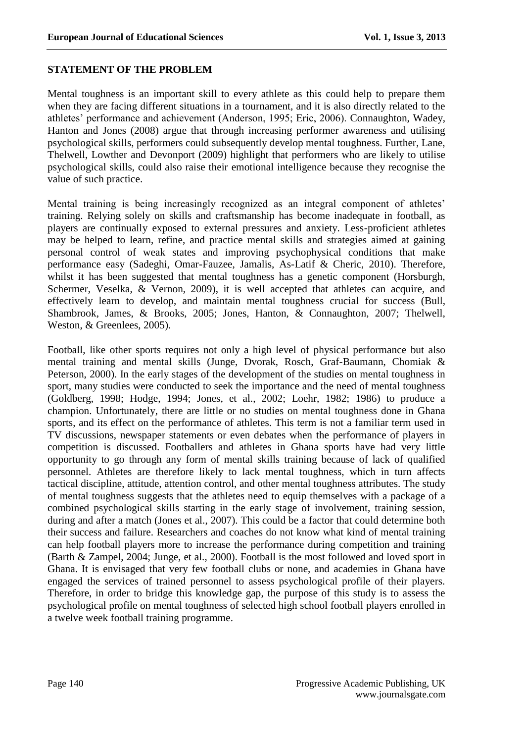## STATEMENT OF THE PROBLEM

Mental toughness is an important skill to every athlete as this could help to prepare them when they are facing different situations in a tournament, and it is also directly related to the athletes' performance and achievement (Anderson, 1995; Eric, 2006). Connaughton, Wadey, Hanton and Jones (2008) argue that through increasing performer awareness and utilising psychological skills, performers could subsequently develop mental toughness. Further, Lane, Thelwell, Lowther and Devonport (2009) highlight that performers who are likely to utilise psychological skills, could also raise their emotional intelligence because they recognise the value of such practice.

Mental training is being increasingly recognized as an integral component of athletes' training. Relying solely on skills and craftsmanship has become inadequate in football, as players are continually exposed to external pressures and anxiety. Less-proficient athletes may be helped to learn, refine, and practice mental skills and strategies aimed at gaining personal control of weak states and improving psychophysical conditions that make performance easy (Sadeghi, Omar-Fauzee, Jamalis, As-Latif & Cheric, 2010). Therefore, whilst it has been suggested that mental toughness has a genetic component (Horsburgh, Schermer, Veselka, & Vernon, 2009), it is well accepted that athletes can acquire, and effectively learn to develop, and maintain mental toughness crucial for success (Bull, Shambrook, James, & Brooks, 2005; Jones, Hanton, & Connaughton, 2007; Thelwell, Weston, & Greenlees, 2005).

Football, like other sports requires not only a high level of physical performance but also mental training and mental skills (Junge, Dvorak, Rosch, Graf-Baumann, Chomiak & Peterson, 2000). In the early stages of the development of the studies on mental toughness in sport, many studies were conducted to seek the importance and the need of mental toughness (Goldberg, 1998; Hodge, 1994; Jones, et al., 2002; Loehr, 1982; 1986) to produce a champion. Unfortunately, there are little or no studies on mental toughness done in Ghana sports, and its effect on the performance of athletes. This term is not a familiar term used in TV discussions, newspaper statements or even debates when the performance of players in competition is discussed. Footballers and athletes in Ghana sports have had very little opportunity to go through any form of mental skills training because of lack of qualified personnel. Athletes are therefore likely to lack mental toughness, which in turn affects tactical discipline, attitude, attention control, and other mental toughness attributes. The study of mental toughness suggests that the athletes need to equip themselves with a package of a combined psychological skills starting in the early stage of involvement, training session, during and after a match (Jones et al., 2007). This could be a factor that could determine both their success and failure. Researchers and coaches do not know what kind of mental training can help football players more to increase the performance during competition and training (Barth & Zampel, 2004; Junge, et al., 2000). Football is the most followed and loved sport in Ghana. It is envisaged that very few football clubs or none, and academies in Ghana have engaged the services of trained personnel to assess psychological profile of their players. Therefore, in order to bridge this knowledge gap, the purpose of this study is to assess the psychological profile on mental toughness of selected high school football players enrolled in a twelve week football training programme.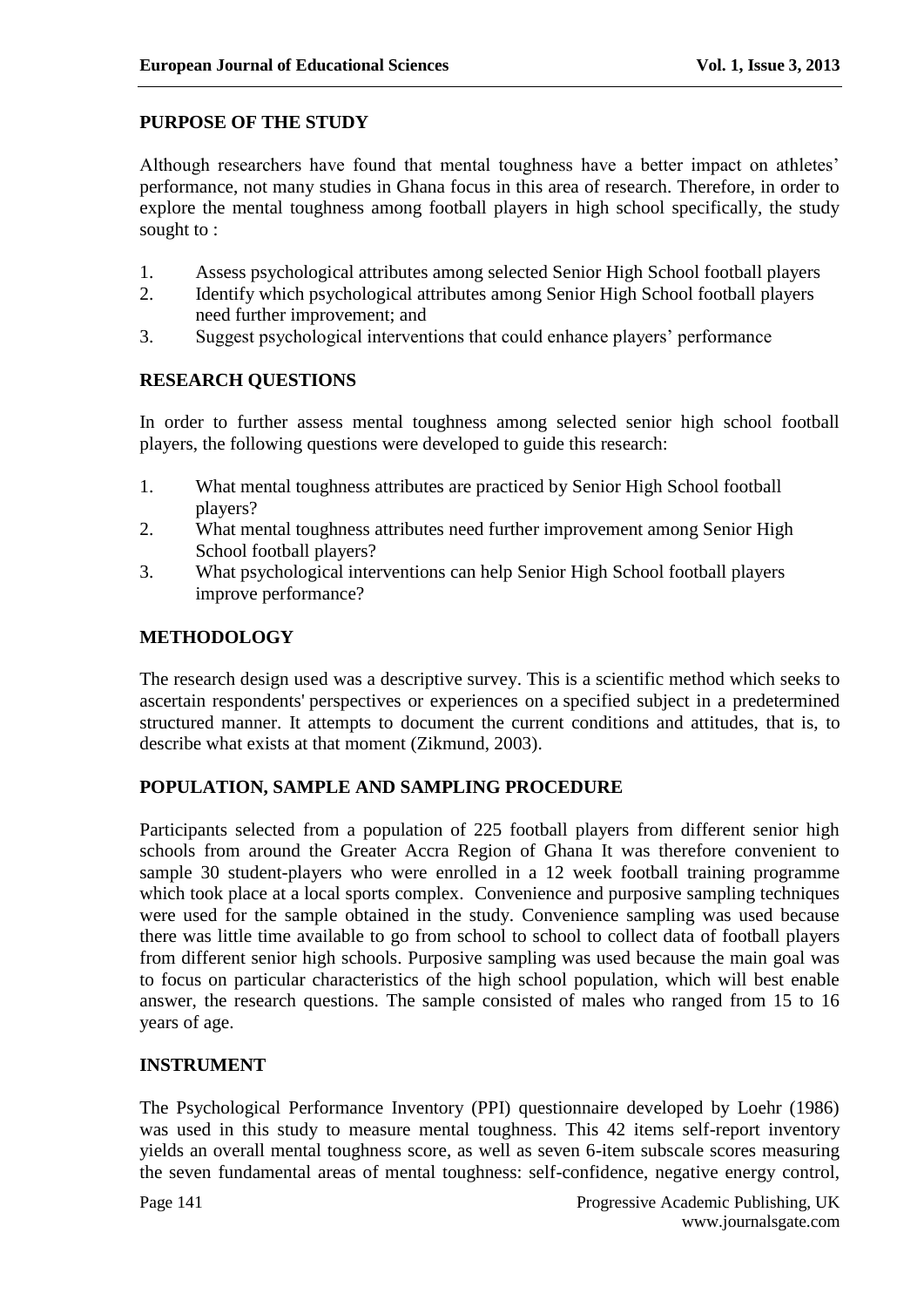## PURPOSE OF THE STUDY

Although researchers have found that mental toughness have a better impact on athletes' performance, not many studies in Ghana focus in this area of research. Therefore, in order to explore the mental toughness among football players in high school specifically, the study sought to :

1. Assess psychological attributes among selected Senior High School football players
2. Identify which psychological attributes among Senior High School football players need further improvement; and
3. Suggest psychological interventions that could enhance players' performance

## RESEARCH QUESTIONS

In order to further assess mental toughness among selected senior high school football players, the following questions were developed to guide this research:

1. What mental toughness attributes are practiced by Senior High School football players?
2. What mental toughness attributes need further improvement among Senior High School football players?
3. What psychological interventions can help Senior High School football players improve performance?

## METHODOLOGY

The research design used was a descriptive survey. This is a scientific method which seeks to ascertain respondents' perspectives or experiences on a specified subject in a predetermined structured manner. It attempts to document the current conditions and attitudes, that is, to describe what exists at that moment (Zikmund, 2003).

## POPULATION, SAMPLE AND SAMPLING PROCEDURE

Participants selected from a population of 225 football players from different senior high schools from around the Greater Accra Region of Ghana It was therefore convenient to sample 30 student-players who were enrolled in a 12 week football training programme which took place at a local sports complex. Convenience and purposive sampling techniques were used for the sample obtained in the study. Convenience sampling was used because there was little time available to go from school to school to collect data of football players from different senior high schools. Purposive sampling was used because the main goal was to focus on particular characteristics of the high school population, which will best enable answer, the research questions. The sample consisted of males who ranged from 15 to 16 years of age.

## INSTRUMENT

The Psychological Performance Inventory (PPI) questionnaire developed by Loehr (1986) was used in this study to measure mental toughness. This 42 items self-report inventory yields an overall mental toughness score, as well as seven 6-item subscale scores measuring the seven fundamental areas of mental toughness: self-confidence, negative energy control,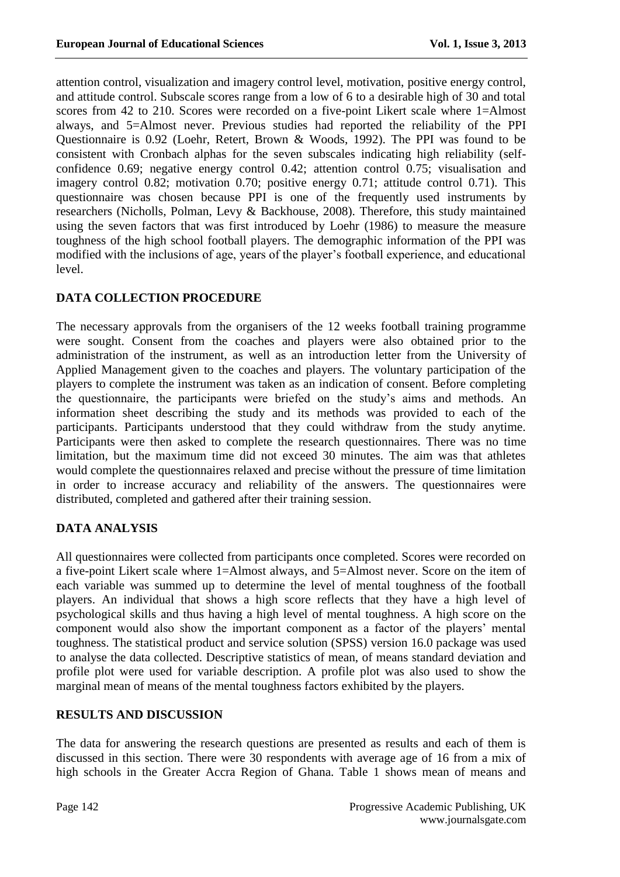attention control, visualization and imagery control level, motivation, positive energy control, and attitude control. Subscale scores range from a low of 6 to a desirable high of 30 and total scores from 42 to 210. Scores were recorded on a five-point Likert scale where 1=Almost always, and 5=Almost never. Previous studies had reported the reliability of the PPI Questionnaire is 0.92 (Loehr, Retert, Brown & Woods, 1992). The PPI was found to be consistent with Cronbach alphas for the seven subscales indicating high reliability (self-confidence 0.69; negative energy control 0.42; attention control 0.75; visualisation and imagery control 0.82; motivation 0.70; positive energy 0.71; attitude control 0.71). This questionnaire was chosen because PPI is one of the frequently used instruments by researchers (Nicholls, Polman, Levy & Backhouse, 2008). Therefore, this study maintained using the seven factors that was first introduced by Loehr (1986) to measure the measure toughness of the high school football players. The demographic information of the PPI was modified with the inclusions of age, years of the player's football experience, and educational level.

## DATA COLLECTION PROCEDURE

The necessary approvals from the organisers of the 12 weeks football training programme were sought. Consent from the coaches and players were also obtained prior to the administration of the instrument, as well as an introduction letter from the University of Applied Management given to the coaches and players. The voluntary participation of the players to complete the instrument was taken as an indication of consent. Before completing the questionnaire, the participants were briefed on the study's aims and methods. An information sheet describing the study and its methods was provided to each of the participants. Participants understood that they could withdraw from the study anytime. Participants were then asked to complete the research questionnaires. There was no time limitation, but the maximum time did not exceed 30 minutes. The aim was that athletes would complete the questionnaires relaxed and precise without the pressure of time limitation in order to increase accuracy and reliability of the answers. The questionnaires were distributed, completed and gathered after their training session.

## DATA ANALYSIS

All questionnaires were collected from participants once completed. Scores were recorded on a five-point Likert scale where 1=Almost always, and 5=Almost never. Score on the item of each variable was summed up to determine the level of mental toughness of the football players. An individual that shows a high score reflects that they have a high level of psychological skills and thus having a high level of mental toughness. A high score on the component would also show the important component as a factor of the players' mental toughness. The statistical product and service solution (SPSS) version 16.0 package was used to analyse the data collected. Descriptive statistics of mean, of means standard deviation and profile plot were used for variable description. A profile plot was also used to show the marginal mean of means of the mental toughness factors exhibited by the players.

## RESULTS AND DISCUSSION

The data for answering the research questions are presented as results and each of them is discussed in this section. There were 30 respondents with average age of 16 from a mix of high schools in the Greater Accra Region of Ghana. Table 1 shows mean of means and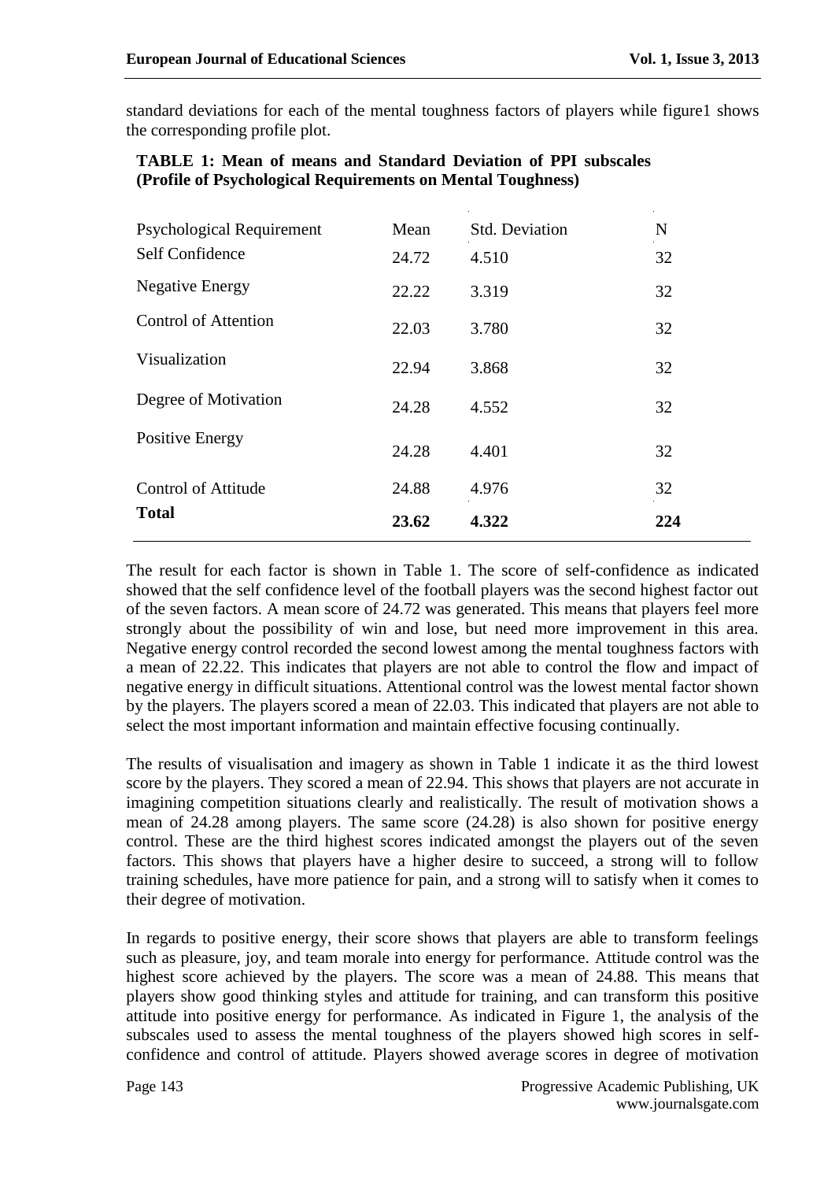standard deviations for each of the mental toughness factors of players while figure1 shows the corresponding profile plot.

**TABLE 1: Mean of means and Standard Deviation of PPI subscales (Profile of Psychological Requirements on Mental Toughness)**

| Psychological Requirement | Mean | Std. Deviation | N |
|---|---|---|---|
| Self Confidence | 24.72 | 4.510 | 32 |
| Negative Energy | 22.22 | 3.319 | 32 |
| Control of Attention | 22.03 | 3.780 | 32 |
| Visualization | 22.94 | 3.868 | 32 |
| Degree of Motivation | 24.28 | 4.552 | 32 |
| Positive Energy | 24.28 | 4.401 | 32 |
| Control of Attitude | 24.88 | 4.976 | 32 |
| **Total** | **23.62** | **4.322** | **224** |

The result for each factor is shown in Table 1. The score of self-confidence as indicated showed that the self confidence level of the football players was the second highest factor out of the seven factors. A mean score of 24.72 was generated. This means that players feel more strongly about the possibility of win and lose, but need more improvement in this area. Negative energy control recorded the second lowest among the mental toughness factors with a mean of 22.22. This indicates that players are not able to control the flow and impact of negative energy in difficult situations. Attentional control was the lowest mental factor shown by the players. The players scored a mean of 22.03. This indicated that players are not able to select the most important information and maintain effective focusing continually.

The results of visualisation and imagery as shown in Table 1 indicate it as the third lowest score by the players. They scored a mean of 22.94. This shows that players are not accurate in imagining competition situations clearly and realistically. The result of motivation shows a mean of 24.28 among players. The same score (24.28) is also shown for positive energy control. These are the third highest scores indicated amongst the players out of the seven factors. This shows that players have a higher desire to succeed, a strong will to follow training schedules, have more patience for pain, and a strong will to satisfy when it comes to their degree of motivation.

In regards to positive energy, their score shows that players are able to transform feelings such as pleasure, joy, and team morale into energy for performance. Attitude control was the highest score achieved by the players. The score was a mean of 24.88. This means that players show good thinking styles and attitude for training, and can transform this positive attitude into positive energy for performance. As indicated in Figure 1, the analysis of the subscales used to assess the mental toughness of the players showed high scores in self-confidence and control of attitude. Players showed average scores in degree of motivation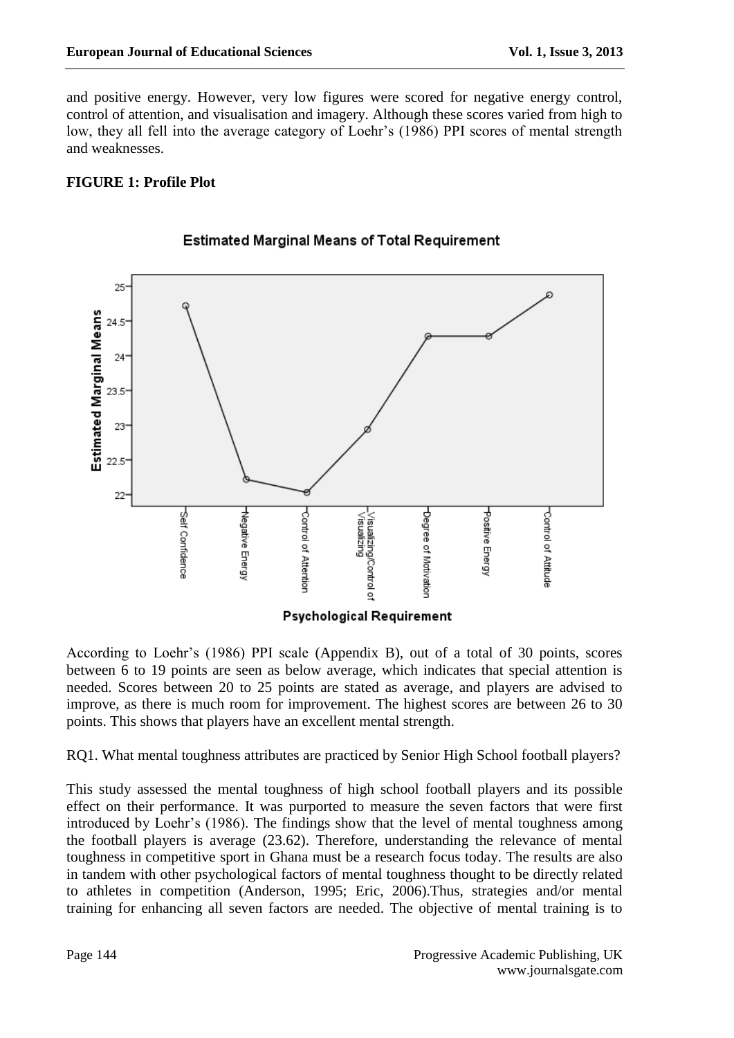and positive energy. However, very low figures were scored for negative energy control, control of attention, and visualisation and imagery. Although these scores varied from high to low, they all fell into the average category of Loehr's (1986) PPI scores of mental strength and weaknesses.

**FIGURE 1: Profile Plot**

According to Loehr's (1986) PPI scale (Appendix B), out of a total of 30 points, scores between 6 to 19 points are seen as below average, which indicates that special attention is needed. Scores between 20 to 25 points are stated as average, and players are advised to improve, as there is much room for improvement. The highest scores are between 26 to 30 points. This shows that players have an excellent mental strength.

RQ1. What mental toughness attributes are practiced by Senior High School football players?

This study assessed the mental toughness of high school football players and its possible effect on their performance. It was purported to measure the seven factors that were first introduced by Loehr's (1986). The findings show that the level of mental toughness among the football players is average (23.62). Therefore, understanding the relevance of mental toughness in competitive sport in Ghana must be a research focus today. The results are also in tandem with other psychological factors of mental toughness thought to be directly related to athletes in competition (Anderson, 1995; Eric, 2006).Thus, strategies and/or mental training for enhancing all seven factors are needed. The objective of mental training is to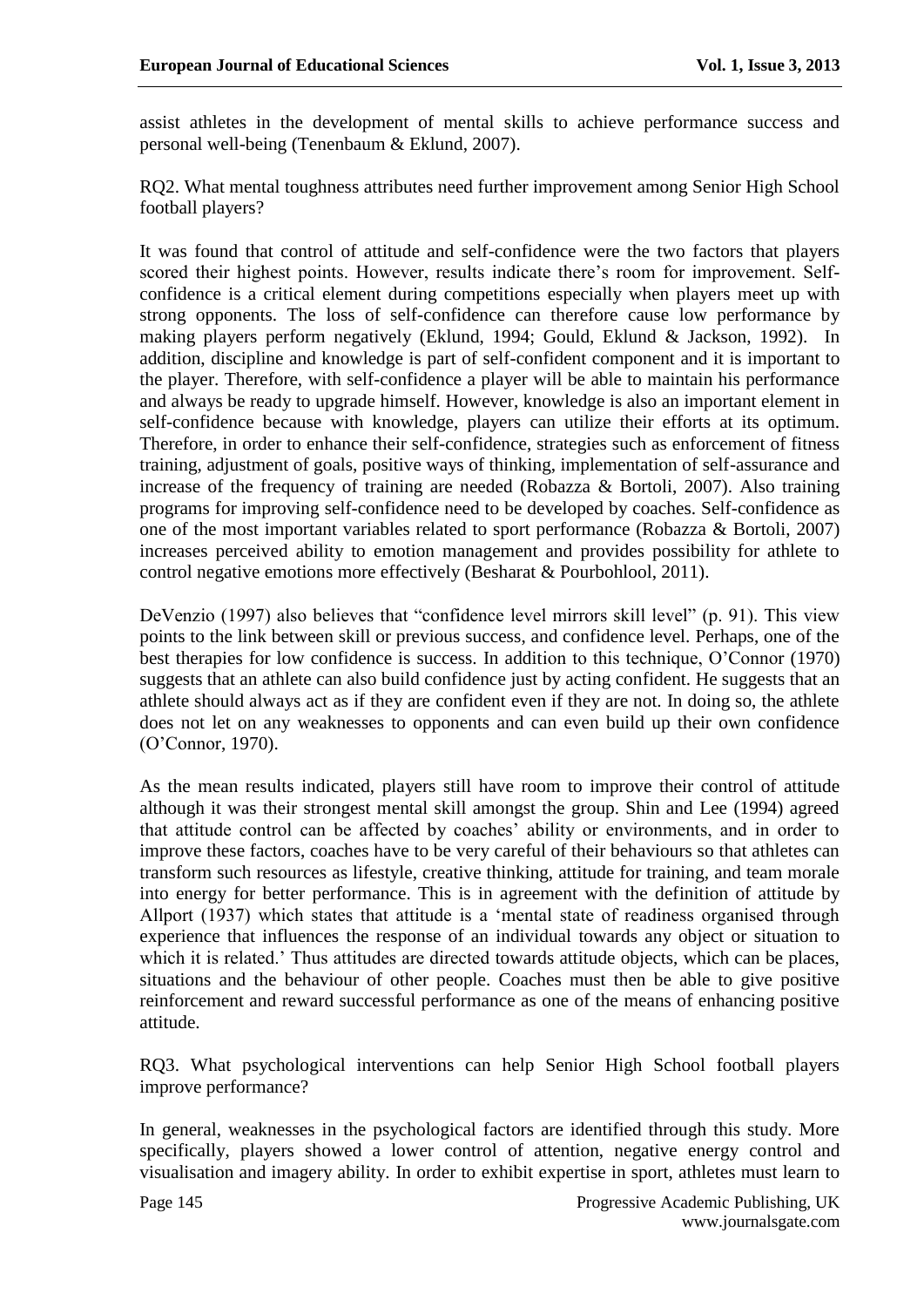assist athletes in the development of mental skills to achieve performance success and personal well-being (Tenenbaum & Eklund, 2007).

RQ2. What mental toughness attributes need further improvement among Senior High School football players?

It was found that control of attitude and self-confidence were the two factors that players scored their highest points. However, results indicate there's room for improvement. Self-confidence is a critical element during competitions especially when players meet up with strong opponents. The loss of self-confidence can therefore cause low performance by making players perform negatively (Eklund, 1994; Gould, Eklund & Jackson, 1992). In addition, discipline and knowledge is part of self-confident component and it is important to the player. Therefore, with self-confidence a player will be able to maintain his performance and always be ready to upgrade himself. However, knowledge is also an important element in self-confidence because with knowledge, players can utilize their efforts at its optimum. Therefore, in order to enhance their self-confidence, strategies such as enforcement of fitness training, adjustment of goals, positive ways of thinking, implementation of self-assurance and increase of the frequency of training are needed (Robazza & Bortoli, 2007). Also training programs for improving self-confidence need to be developed by coaches. Self-confidence as one of the most important variables related to sport performance (Robazza & Bortoli, 2007) increases perceived ability to emotion management and provides possibility for athlete to control negative emotions more effectively (Besharat & Pourbohlool, 2011).

DeVenzio (1997) also believes that "confidence level mirrors skill level" (p. 91). This view points to the link between skill or previous success, and confidence level. Perhaps, one of the best therapies for low confidence is success. In addition to this technique, O'Connor (1970) suggests that an athlete can also build confidence just by acting confident. He suggests that an athlete should always act as if they are confident even if they are not. In doing so, the athlete does not let on any weaknesses to opponents and can even build up their own confidence (O'Connor, 1970).

As the mean results indicated, players still have room to improve their control of attitude although it was their strongest mental skill amongst the group. Shin and Lee (1994) agreed that attitude control can be affected by coaches' ability or environments, and in order to improve these factors, coaches have to be very careful of their behaviours so that athletes can transform such resources as lifestyle, creative thinking, attitude for training, and team morale into energy for better performance. This is in agreement with the definition of attitude by Allport (1937) which states that attitude is a 'mental state of readiness organised through experience that influences the response of an individual towards any object or situation to which it is related.' Thus attitudes are directed towards attitude objects, which can be places, situations and the behaviour of other people. Coaches must then be able to give positive reinforcement and reward successful performance as one of the means of enhancing positive attitude.

RQ3. What psychological interventions can help Senior High School football players improve performance?

In general, weaknesses in the psychological factors are identified through this study. More specifically, players showed a lower control of attention, negative energy control and visualisation and imagery ability. In order to exhibit expertise in sport, athletes must learn to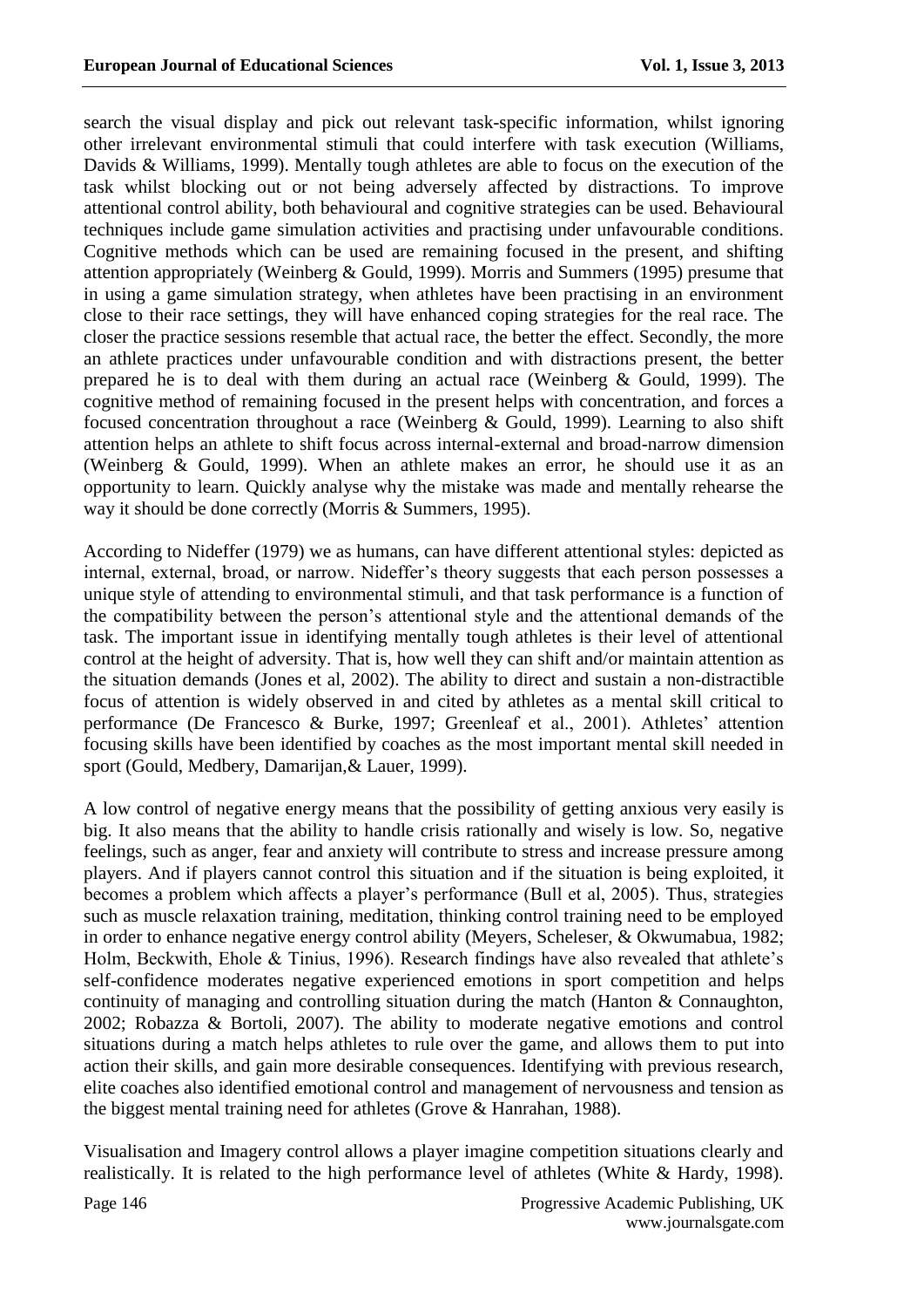search the visual display and pick out relevant task-specific information, whilst ignoring other irrelevant environmental stimuli that could interfere with task execution (Williams, Davids & Williams, 1999). Mentally tough athletes are able to focus on the execution of the task whilst blocking out or not being adversely affected by distractions. To improve attentional control ability, both behavioural and cognitive strategies can be used. Behavioural techniques include game simulation activities and practising under unfavourable conditions. Cognitive methods which can be used are remaining focused in the present, and shifting attention appropriately (Weinberg & Gould, 1999). Morris and Summers (1995) presume that in using a game simulation strategy, when athletes have been practising in an environment close to their race settings, they will have enhanced coping strategies for the real race. The closer the practice sessions resemble that actual race, the better the effect. Secondly, the more an athlete practices under unfavourable condition and with distractions present, the better prepared he is to deal with them during an actual race (Weinberg & Gould, 1999). The cognitive method of remaining focused in the present helps with concentration, and forces a focused concentration throughout a race (Weinberg & Gould, 1999). Learning to also shift attention helps an athlete to shift focus across internal-external and broad-narrow dimension (Weinberg & Gould, 1999). When an athlete makes an error, he should use it as an opportunity to learn. Quickly analyse why the mistake was made and mentally rehearse the way it should be done correctly (Morris & Summers, 1995).

According to Nideffer (1979) we as humans, can have different attentional styles: depicted as internal, external, broad, or narrow. Nideffer's theory suggests that each person possesses a unique style of attending to environmental stimuli, and that task performance is a function of the compatibility between the person's attentional style and the attentional demands of the task. The important issue in identifying mentally tough athletes is their level of attentional control at the height of adversity. That is, how well they can shift and/or maintain attention as the situation demands (Jones et al, 2002). The ability to direct and sustain a non-distractible focus of attention is widely observed in and cited by athletes as a mental skill critical to performance (De Francesco & Burke, 1997; Greenleaf et al., 2001). Athletes' attention focusing skills have been identified by coaches as the most important mental skill needed in sport (Gould, Medbery, Damarijan,& Lauer, 1999).

A low control of negative energy means that the possibility of getting anxious very easily is big. It also means that the ability to handle crisis rationally and wisely is low. So, negative feelings, such as anger, fear and anxiety will contribute to stress and increase pressure among players. And if players cannot control this situation and if the situation is being exploited, it becomes a problem which affects a player's performance (Bull et al, 2005). Thus, strategies such as muscle relaxation training, meditation, thinking control training need to be employed in order to enhance negative energy control ability (Meyers, Scheleser, & Okwumabua, 1982; Holm, Beckwith, Ehole & Tinius, 1996). Research findings have also revealed that athlete's self-confidence moderates negative experienced emotions in sport competition and helps continuity of managing and controlling situation during the match (Hanton & Connaughton, 2002; Robazza & Bortoli, 2007). The ability to moderate negative emotions and control situations during a match helps athletes to rule over the game, and allows them to put into action their skills, and gain more desirable consequences. Identifying with previous research, elite coaches also identified emotional control and management of nervousness and tension as the biggest mental training need for athletes (Grove & Hanrahan, 1988).

Visualisation and Imagery control allows a player imagine competition situations clearly and realistically. It is related to the high performance level of athletes (White & Hardy, 1998).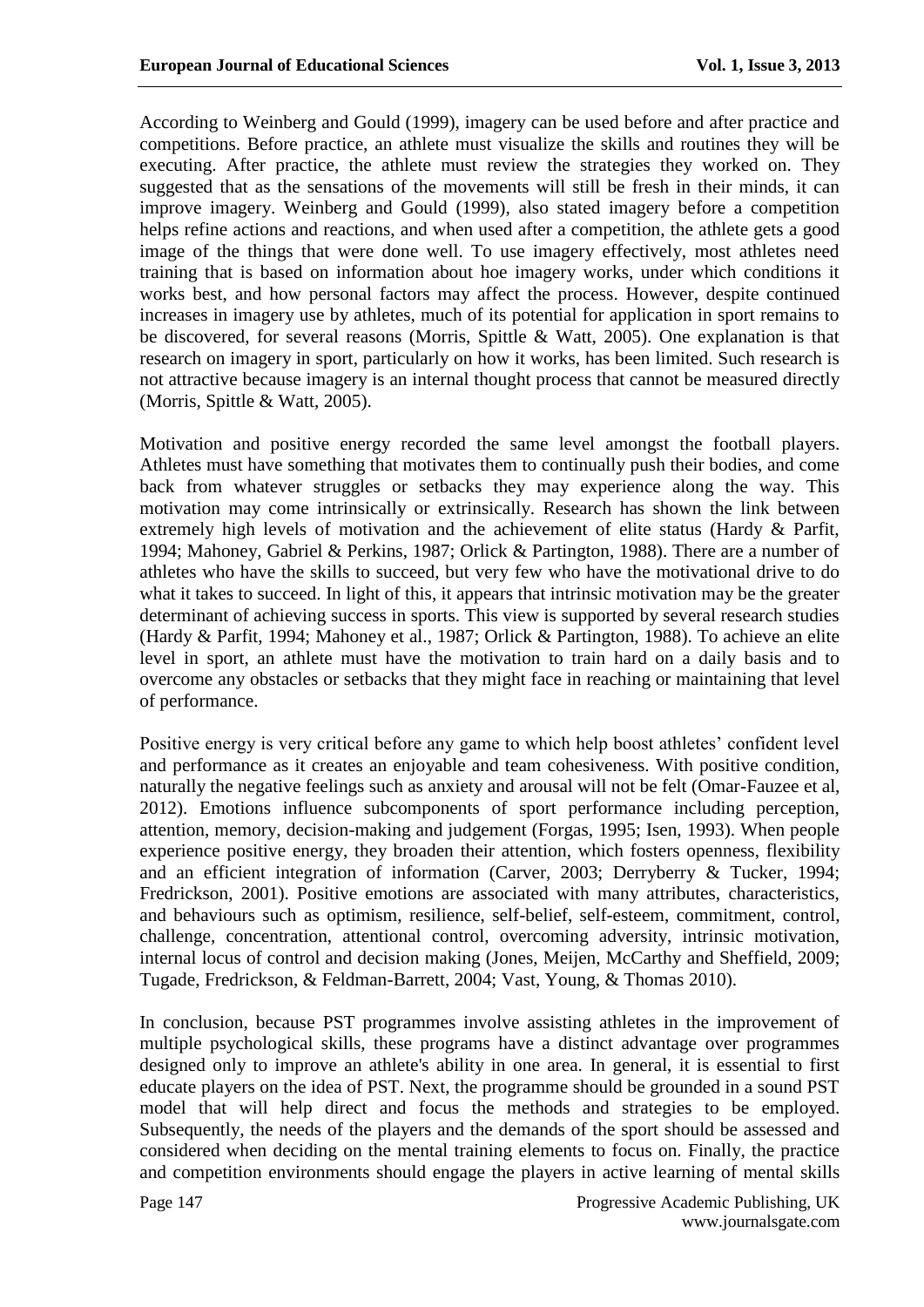According to Weinberg and Gould (1999), imagery can be used before and after practice and competitions. Before practice, an athlete must visualize the skills and routines they will be executing. After practice, the athlete must review the strategies they worked on. They suggested that as the sensations of the movements will still be fresh in their minds, it can improve imagery. Weinberg and Gould (1999), also stated imagery before a competition helps refine actions and reactions, and when used after a competition, the athlete gets a good image of the things that were done well. To use imagery effectively, most athletes need training that is based on information about hoe imagery works, under which conditions it works best, and how personal factors may affect the process. However, despite continued increases in imagery use by athletes, much of its potential for application in sport remains to be discovered, for several reasons (Morris, Spittle & Watt, 2005). One explanation is that research on imagery in sport, particularly on how it works, has been limited. Such research is not attractive because imagery is an internal thought process that cannot be measured directly (Morris, Spittle & Watt, 2005).

Motivation and positive energy recorded the same level amongst the football players. Athletes must have something that motivates them to continually push their bodies, and come back from whatever struggles or setbacks they may experience along the way. This motivation may come intrinsically or extrinsically. Research has shown the link between extremely high levels of motivation and the achievement of elite status (Hardy & Parfit, 1994; Mahoney, Gabriel & Perkins, 1987; Orlick & Partington, 1988). There are a number of athletes who have the skills to succeed, but very few who have the motivational drive to do what it takes to succeed. In light of this, it appears that intrinsic motivation may be the greater determinant of achieving success in sports. This view is supported by several research studies (Hardy & Parfit, 1994; Mahoney et al., 1987; Orlick & Partington, 1988). To achieve an elite level in sport, an athlete must have the motivation to train hard on a daily basis and to overcome any obstacles or setbacks that they might face in reaching or maintaining that level of performance.

Positive energy is very critical before any game to which help boost athletes' confident level and performance as it creates an enjoyable and team cohesiveness. With positive condition, naturally the negative feelings such as anxiety and arousal will not be felt (Omar-Fauzee et al, 2012). Emotions influence subcomponents of sport performance including perception, attention, memory, decision-making and judgement (Forgas, 1995; Isen, 1993). When people experience positive energy, they broaden their attention, which fosters openness, flexibility and an efficient integration of information (Carver, 2003; Derryberry & Tucker, 1994; Fredrickson, 2001). Positive emotions are associated with many attributes, characteristics, and behaviours such as optimism, resilience, self-belief, self-esteem, commitment, control, challenge, concentration, attentional control, overcoming adversity, intrinsic motivation, internal locus of control and decision making (Jones, Meijen, McCarthy and Sheffield, 2009; Tugade, Fredrickson, & Feldman-Barrett, 2004; Vast, Young, & Thomas 2010).

In conclusion, because PST programmes involve assisting athletes in the improvement of multiple psychological skills, these programs have a distinct advantage over programmes designed only to improve an athlete's ability in one area. In general, it is essential to first educate players on the idea of PST. Next, the programme should be grounded in a sound PST model that will help direct and focus the methods and strategies to be employed. Subsequently, the needs of the players and the demands of the sport should be assessed and considered when deciding on the mental training elements to focus on. Finally, the practice and competition environments should engage the players in active learning of mental skills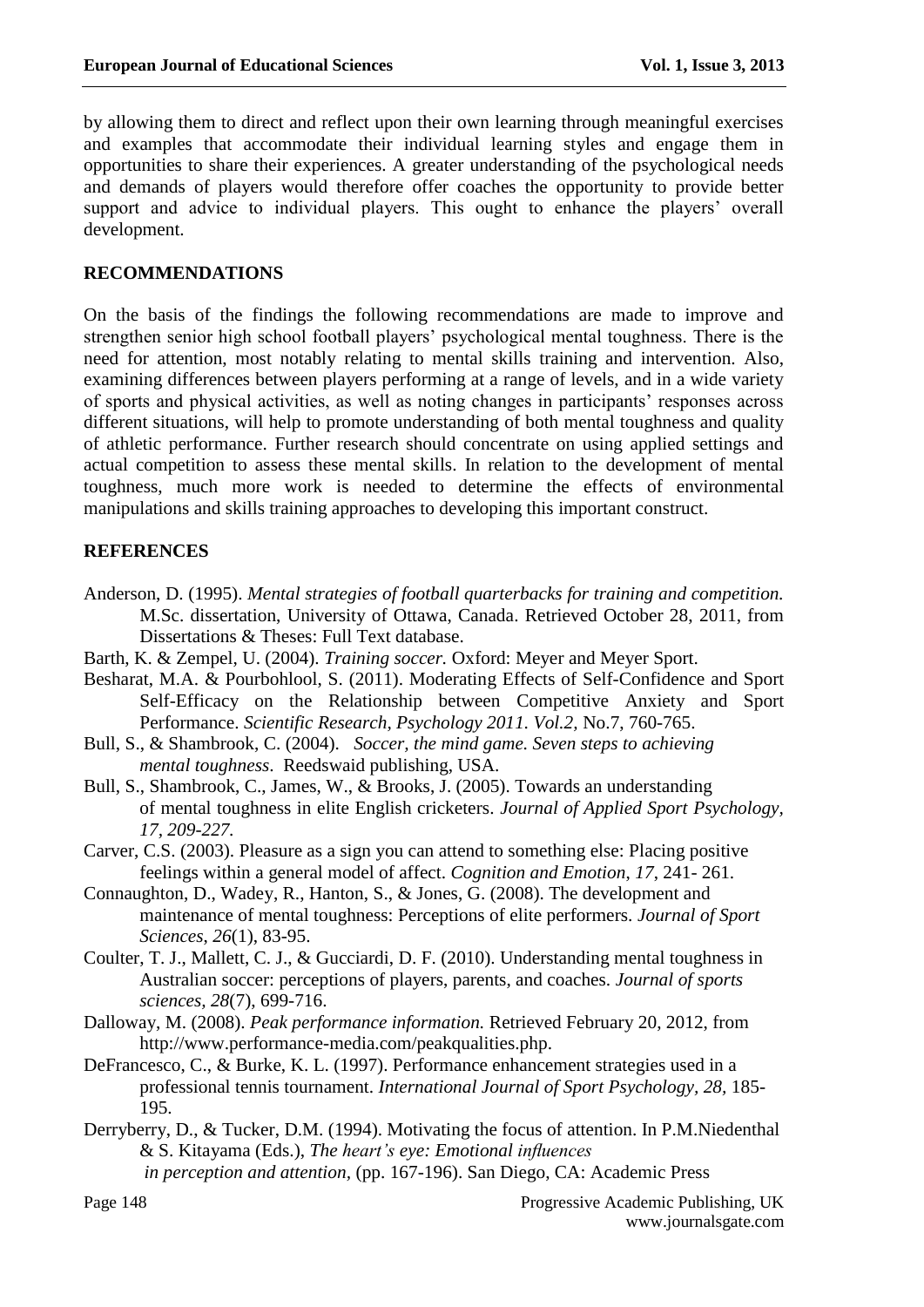by allowing them to direct and reflect upon their own learning through meaningful exercises and examples that accommodate their individual learning styles and engage them in opportunities to share their experiences. A greater understanding of the psychological needs and demands of players would therefore offer coaches the opportunity to provide better support and advice to individual players. This ought to enhance the players' overall development.

## RECOMMENDATIONS

On the basis of the findings the following recommendations are made to improve and strengthen senior high school football players' psychological mental toughness. There is the need for attention, most notably relating to mental skills training and intervention. Also, examining differences between players performing at a range of levels, and in a wide variety of sports and physical activities, as well as noting changes in participants' responses across different situations, will help to promote understanding of both mental toughness and quality of athletic performance. Further research should concentrate on using applied settings and actual competition to assess these mental skills. In relation to the development of mental toughness, much more work is needed to determine the effects of environmental manipulations and skills training approaches to developing this important construct.

## REFERENCES

Anderson, D. (1995). *Mental strategies of football quarterbacks for training and competition.* M.Sc. dissertation, University of Ottawa, Canada. Retrieved October 28, 2011, from Dissertations & Theses: Full Text database.

Barth, K. & Zempel, U. (2004). *Training soccer.* Oxford: Meyer and Meyer Sport.

Besharat, M.A. & Pourbohlool, S. (2011). Moderating Effects of Self-Confidence and Sport Self-Efficacy on the Relationship between Competitive Anxiety and Sport Performance. *Scientific Research, Psychology 2011. Vol.2,* No.7, 760-765.

Bull, S., & Shambrook, C. (2004). *Soccer, the mind game. Seven steps to achieving mental toughness*. Reedswaid publishing, USA.

Bull, S., Shambrook, C., James, W., & Brooks, J. (2005). Towards an understanding of mental toughness in elite English cricketers. *Journal of Applied Sport Psychology, 17, 209-227.*

Carver, C.S. (2003). Pleasure as a sign you can attend to something else: Placing positive feelings within a general model of affect. *Cognition and Emotion, 17*, 241- 261.

Connaughton, D., Wadey, R., Hanton, S., & Jones, G. (2008). The development and maintenance of mental toughness: Perceptions of elite performers. *Journal of Sport Sciences*, *26*(1), 83-95.

Coulter, T. J., Mallett, C. J., & Gucciardi, D. F. (2010). Understanding mental toughness in Australian soccer: perceptions of players, parents, and coaches. *Journal of sports sciences*, *28*(7), 699-716.

Dalloway, M. (2008). *Peak performance information.* Retrieved February 20, 2012, from http://www.performance-media.com/peakqualities.php.

DeFrancesco, C., & Burke, K. L. (1997). Performance enhancement strategies used in a professional tennis tournament. *International Journal of Sport Psychology, 28*, 185-195.

Derryberry, D., & Tucker, D.M. (1994). Motivating the focus of attention. In P.M.Niedenthal & S. Kitayama (Eds.), *The heart's eye: Emotional influences in perception and attention,* (pp. 167-196). San Diego, CA: Academic Press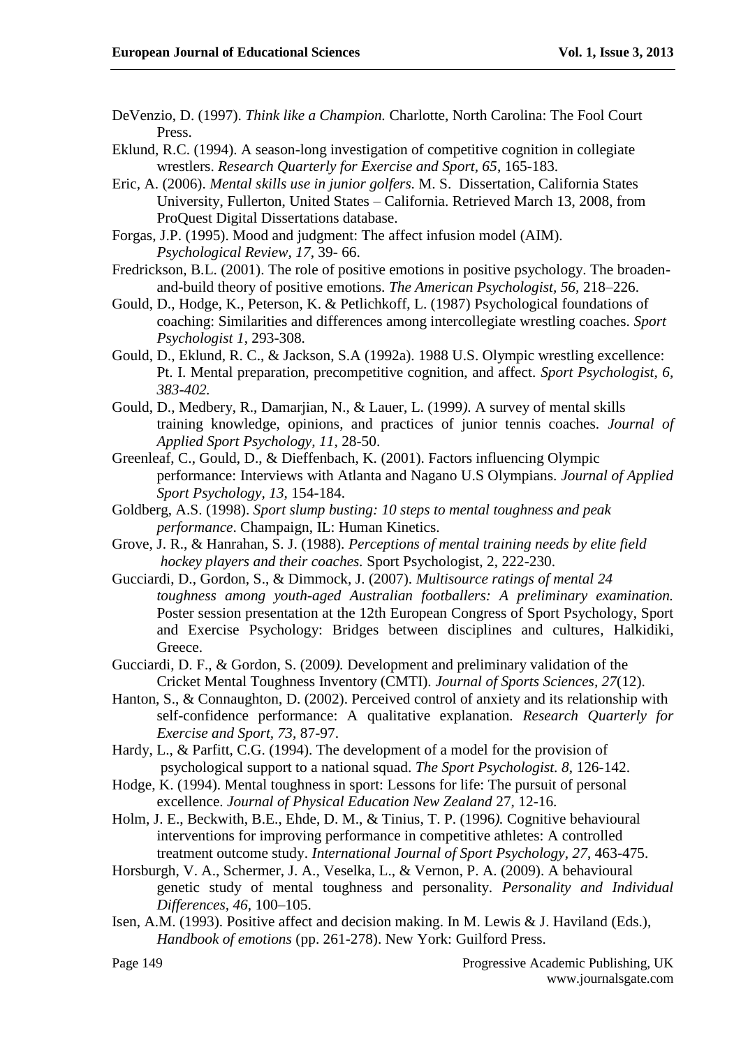DeVenzio, D. (1997). *Think like a Champion.* Charlotte, North Carolina: The Fool Court Press.

Eklund, R.C. (1994). A season-long investigation of competitive cognition in collegiate wrestlers. *Research Quarterly for Exercise and Sport, 65*, 165-183.

Eric, A. (2006). *Mental skills use in junior golfers*. M. S. Dissertation, California States University, Fullerton, United States – California. Retrieved March 13, 2008, from ProQuest Digital Dissertations database.

Forgas, J.P. (1995). Mood and judgment: The affect infusion model (AIM). *Psychological Review, 17*, 39- 66.

Fredrickson, B.L. (2001). The role of positive emotions in positive psychology. The broaden-and-build theory of positive emotions. *The American Psychologist, 56,* 218–226.

Gould, D., Hodge, K., Peterson, K. & Petlichkoff, L. (1987) Psychological foundations of coaching: Similarities and differences among intercollegiate wrestling coaches. *Sport Psychologist 1*, 293-308.

Gould, D., Eklund, R. C., & Jackson, S.A (1992a). 1988 U.S. Olympic wrestling excellence: Pt. I. Mental preparation, precompetitive cognition, and affect. *Sport Psychologist, 6, 383-402.*

Gould, D., Medbery, R., Damarjian, N., & Lauer, L. (1999*).* A survey of mental skills training knowledge, opinions, and practices of junior tennis coaches. *Journal of Applied Sport Psychology, 11,* 28-50.

Greenleaf, C., Gould, D., & Dieffenbach, K. (2001). Factors influencing Olympic performance: Interviews with Atlanta and Nagano U.S Olympians. *Journal of Applied Sport Psychology, 13*, 154-184.

Goldberg, A.S. (1998). *Sport slump busting: 10 steps to mental toughness and peak performance*. Champaign, IL: Human Kinetics.

Grove, J. R., & Hanrahan, S. J. (1988). *Perceptions of mental training needs by elite field hockey players and their coaches.* Sport Psychologist, 2, 222-230.

Gucciardi, D., Gordon, S., & Dimmock, J. (2007). *Multisource ratings of mental 24 toughness among youth-aged Australian footballers: A preliminary examination.* Poster session presentation at the 12th European Congress of Sport Psychology, Sport and Exercise Psychology: Bridges between disciplines and cultures, Halkidiki, Greece.

Gucciardi, D. F., & Gordon, S. (2009*).* Development and preliminary validation of the Cricket Mental Toughness Inventory (CMTI). *Journal of Sports Sciences, 27*(12).

Hanton, S., & Connaughton, D. (2002). Perceived control of anxiety and its relationship with self-confidence performance: A qualitative explanation. *Research Quarterly for Exercise and Sport, 73,* 87-97.

Hardy, L., & Parfitt, C.G. (1994). The development of a model for the provision of psychological support to a national squad. *The Sport Psychologist. 8*, 126-142.

Hodge, K. (1994). Mental toughness in sport: Lessons for life: The pursuit of personal excellence. *Journal of Physical Education New Zealand* 27, 12-16.

Holm, J. E., Beckwith, B.E., Ehde, D. M., & Tinius, T. P. (1996*).* Cognitive behavioural interventions for improving performance in competitive athletes: A controlled treatment outcome study. *International Journal of Sport Psychology, 27*, 463-475.

Horsburgh, V. A., Schermer, J. A., Veselka, L., & Vernon, P. A. (2009). A behavioural genetic study of mental toughness and personality. *Personality and Individual Differences, 46*, 100–105.

Isen, A.M. (1993). Positive affect and decision making. In M. Lewis & J. Haviland (Eds.), *Handbook of emotions* (pp. 261-278). New York: Guilford Press.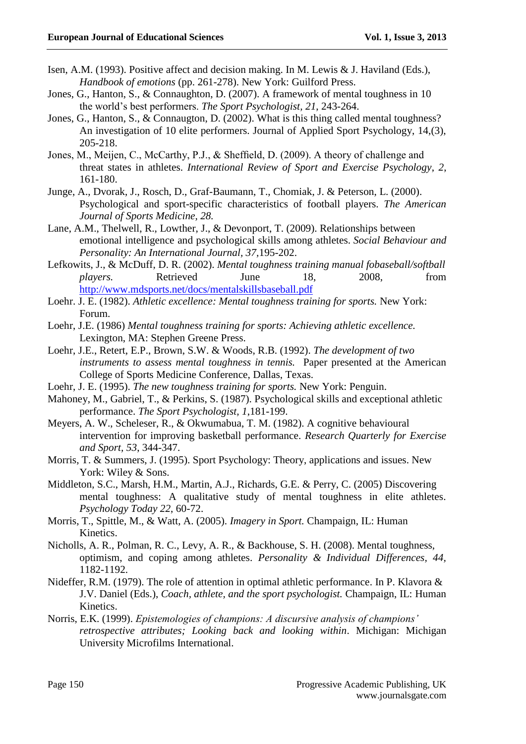Isen, A.M. (1993). Positive affect and decision making. In M. Lewis & J. Haviland (Eds.), *Handbook of emotions* (pp. 261-278). New York: Guilford Press.

Jones, G., Hanton, S., & Connaughton, D. (2007). A framework of mental toughness in 10 the world's best performers. *The Sport Psychologist, 21*, 243-264.

Jones, G., Hanton, S., & Connaugton, D. (2002). What is this thing called mental toughness? An investigation of 10 elite performers. Journal of Applied Sport Psychology, 14,(3), 205-218.

Jones, M., Meijen, C., McCarthy, P.J., & Sheffield, D. (2009). A theory of challenge and threat states in athletes. *International Review of Sport and Exercise Psychology*, *2*, 161-180.

Junge, A., Dvorak, J., Rosch, D., Graf-Baumann, T., Chomiak, J. & Peterson, L. (2000). Psychological and sport-specific characteristics of football players. *The American Journal of Sports Medicine, 28.*

Lane, A.M., Thelwell, R., Lowther, J., & Devonport, T. (2009). Relationships between emotional intelligence and psychological skills among athletes. *Social Behaviour and Personality: An International Journal, 37,*195-202.

Lefkowits, J., & McDuff, D. R. (2002). *Mental toughness training manual fobaseball/softball players.* Retrieved June 18, 2008, from http://www.mdsports.net/docs/mentalskillsbaseball.pdf

Loehr. J. E. (1982). *Athletic excellence: Mental toughness training for sports.* New York: Forum.

Loehr, J.E. (1986) *Mental toughness training for sports: Achieving athletic excellence.* Lexington, MA: Stephen Greene Press.

Loehr, J.E., Retert, E.P., Brown, S.W. & Woods, R.B. (1992). *The development of two instruments to assess mental toughness in tennis.* Paper presented at the American College of Sports Medicine Conference, Dallas, Texas.

Loehr, J. E. (1995). *The new toughness training for sports.* New York: Penguin.

Mahoney, M., Gabriel, T., & Perkins, S. (1987). Psychological skills and exceptional athletic performance. *The Sport Psychologist, 1*,181-199.

Meyers, A. W., Scheleser, R., & Okwumabua, T. M. (1982). A cognitive behavioural intervention for improving basketball performance. *Research Quarterly for Exercise and Sport, 53*, 344-347.

Morris, T. & Summers, J. (1995). Sport Psychology: Theory, applications and issues. New York: Wiley & Sons.

Middleton, S.C., Marsh, H.M., Martin, A.J., Richards, G.E. & Perry, C. (2005) Discovering mental toughness: A qualitative study of mental toughness in elite athletes. *Psychology Today 22*, 60-72.

Morris, T., Spittle, M., & Watt, A. (2005). *Imagery in Sport.* Champaign, IL: Human Kinetics.

Nicholls, A. R., Polman, R. C., Levy, A. R., & Backhouse, S. H. (2008). Mental toughness, optimism, and coping among athletes. *Personality & Individual Differences*, *44*, 1182-1192.

Nideffer, R.M. (1979). The role of attention in optimal athletic performance. In P. Klavora & J.V. Daniel (Eds.), *Coach, athlete, and the sport psychologist.* Champaign, IL: Human Kinetics.

Norris, E.K. (1999). *Epistemologies of champions: A discursive analysis of champions' retrospective attributes; Looking back and looking within*. Michigan: Michigan University Microfilms International.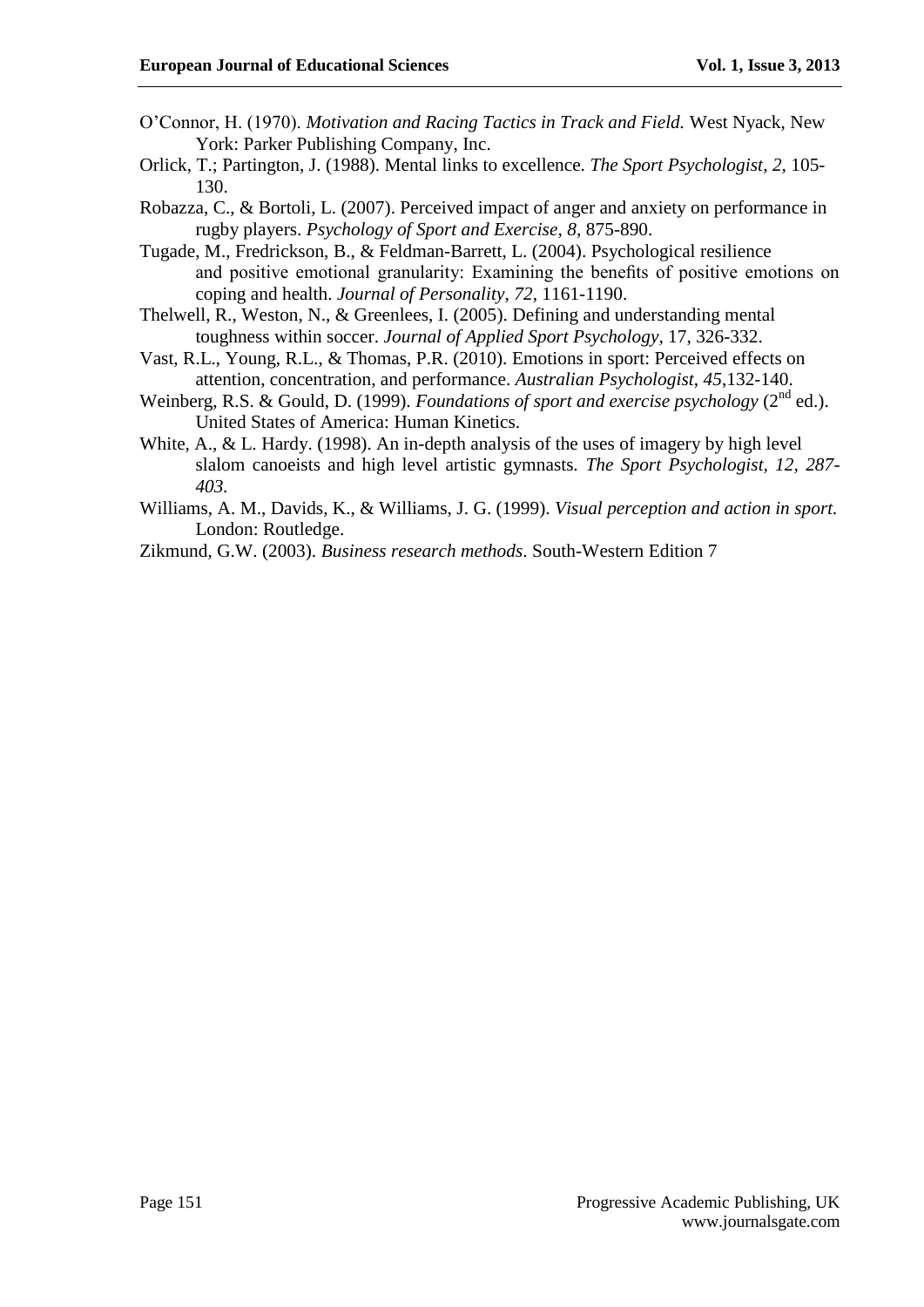O'Connor, H. (1970). *Motivation and Racing Tactics in Track and Field.* West Nyack, New York: Parker Publishing Company, Inc.

Orlick, T.; Partington, J. (1988). Mental links to excellence. *The Sport Psychologist, 2,* 105-130.

Robazza, C., & Bortoli, L. (2007). Perceived impact of anger and anxiety on performance in rugby players. *Psychology of Sport and Exercise, 8,* 875-890.

Tugade, M., Fredrickson, B., & Feldman-Barrett, L. (2004). Psychological resilience and positive emotional granularity: Examining the benefits of positive emotions on coping and health. *Journal of Personality, 72,* 1161-1190.

Thelwell, R., Weston, N., & Greenlees, I. (2005). Defining and understanding mental toughness within soccer. *Journal of Applied Sport Psychology,* 17, 326-332.

Vast, R.L., Young, R.L., & Thomas, P.R. (2010). Emotions in sport: Perceived effects on attention, concentration, and performance. *Australian Psychologist, 45,*132-140.

Weinberg, R.S. & Gould, D. (1999). *Foundations of sport and exercise psychology* (2nd ed.). United States of America: Human Kinetics.

White, A., & L. Hardy. (1998). An in-depth analysis of the uses of imagery by high level slalom canoeists and high level artistic gymnasts. *The Sport Psychologist, 12, 287-403.*

Williams, A. M., Davids, K., & Williams, J. G. (1999). *Visual perception and action in sport.* London: Routledge.

Zikmund, G.W. (2003). *Business research methods*. South-Western Edition 7